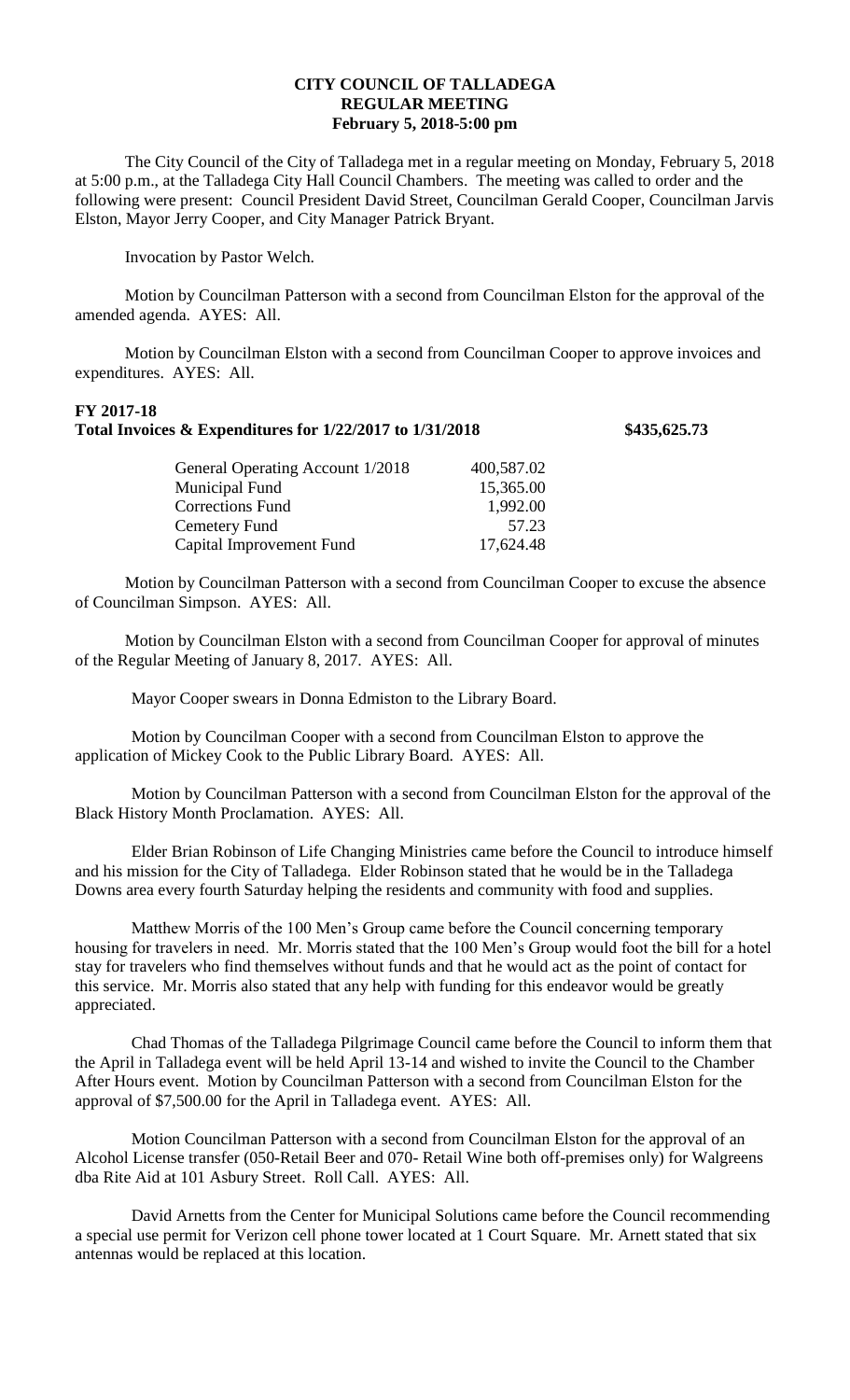# CITY COUNCIL OF TALLADEGA
## REGULAR MEETING
### February 5, 2018-5:00 pm

The City Council of the City of Talladega met in a regular meeting on Monday, February 5, 2018 at 5:00 p.m., at the Talladega City Hall Council Chambers. The meeting was called to order and the following were present: Council President David Street, Councilman Gerald Cooper, Councilman Jarvis Elston, Mayor Jerry Cooper, and City Manager Patrick Bryant.

Invocation by Pastor Welch.

Motion by Councilman Patterson with a second from Councilman Elston for the approval of the amended agenda. AYES: All.

Motion by Councilman Elston with a second from Councilman Cooper to approve invoices and expenditures. AYES: All.

**FY 2017-18**
**Total Invoices & Expenditures for 1/22/2017 to 1/31/2018** **$435,625.73**

| | |
|---|---|
| General Operating Account 1/2018 | 400,587.02 |
| Municipal Fund | 15,365.00 |
| Corrections Fund | 1,992.00 |
| Cemetery Fund | 57.23 |
| Capital Improvement Fund | 17,624.48 |

Motion by Councilman Patterson with a second from Councilman Cooper to excuse the absence of Councilman Simpson. AYES: All.

Motion by Councilman Elston with a second from Councilman Cooper for approval of minutes of the Regular Meeting of January 8, 2017. AYES: All.

Mayor Cooper swears in Donna Edmiston to the Library Board.

Motion by Councilman Cooper with a second from Councilman Elston to approve the application of Mickey Cook to the Public Library Board. AYES: All.

Motion by Councilman Patterson with a second from Councilman Elston for the approval of the Black History Month Proclamation. AYES: All.

Elder Brian Robinson of Life Changing Ministries came before the Council to introduce himself and his mission for the City of Talladega. Elder Robinson stated that he would be in the Talladega Downs area every fourth Saturday helping the residents and community with food and supplies.

Matthew Morris of the 100 Men's Group came before the Council concerning temporary housing for travelers in need. Mr. Morris stated that the 100 Men's Group would foot the bill for a hotel stay for travelers who find themselves without funds and that he would act as the point of contact for this service. Mr. Morris also stated that any help with funding for this endeavor would be greatly appreciated.

Chad Thomas of the Talladega Pilgrimage Council came before the Council to inform them that the April in Talladega event will be held April 13-14 and wished to invite the Council to the Chamber After Hours event. Motion by Councilman Patterson with a second from Councilman Elston for the approval of $7,500.00 for the April in Talladega event. AYES: All.

Motion Councilman Patterson with a second from Councilman Elston for the approval of an Alcohol License transfer (050-Retail Beer and 070- Retail Wine both off-premises only) for Walgreens dba Rite Aid at 101 Asbury Street. Roll Call. AYES: All.

David Arnetts from the Center for Municipal Solutions came before the Council recommending a special use permit for Verizon cell phone tower located at 1 Court Square. Mr. Arnett stated that six antennas would be replaced at this location.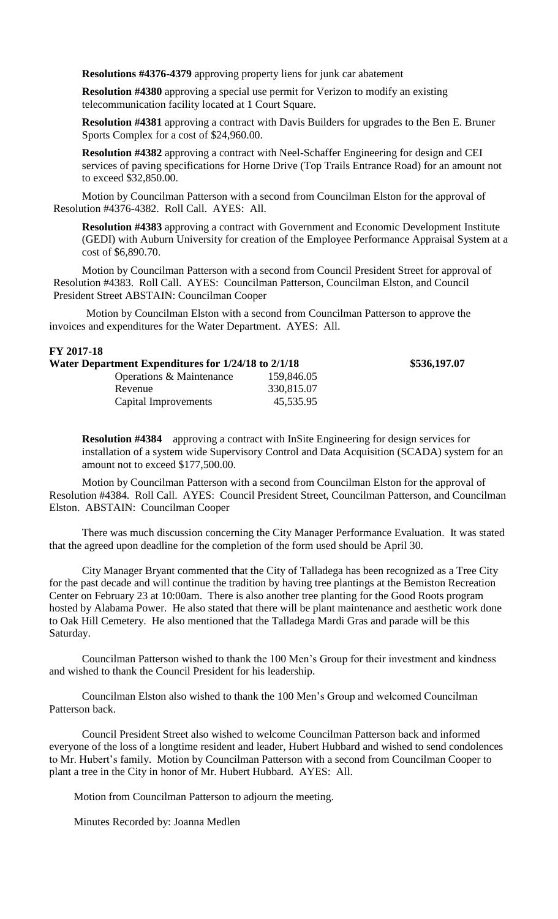**Resolutions #4376-4379** approving property liens for junk car abatement

**Resolution #4380** approving a special use permit for Verizon to modify an existing telecommunication facility located at 1 Court Square.

**Resolution #4381** approving a contract with Davis Builders for upgrades to the Ben E. Bruner Sports Complex for a cost of $24,960.00.

**Resolution #4382** approving a contract with Neel-Schaffer Engineering for design and CEI services of paving specifications for Horne Drive (Top Trails Entrance Road) for an amount not to exceed $32,850.00.

Motion by Councilman Patterson with a second from Councilman Elston for the approval of Resolution #4376-4382. Roll Call. AYES: All.

**Resolution #4383** approving a contract with Government and Economic Development Institute (GEDI) with Auburn University for creation of the Employee Performance Appraisal System at a cost of $6,890.70.

Motion by Councilman Patterson with a second from Council President Street for approval of Resolution #4383. Roll Call. AYES: Councilman Patterson, Councilman Elston, and Council President Street ABSTAIN: Councilman Cooper

Motion by Councilman Elston with a second from Councilman Patterson to approve the invoices and expenditures for the Water Department. AYES: All.

**FY 2017-18**

**Water Department Expenditures for 1/24/18 to 2/1/18** **$536,197.07**

| | |
|---|---|
| Operations & Maintenance | 159,846.05 |
| Revenue | 330,815.07 |
| Capital Improvements | 45,535.95 |

**Resolution #4384** approving a contract with InSite Engineering for design services for installation of a system wide Supervisory Control and Data Acquisition (SCADA) system for an amount not to exceed $177,500.00.

Motion by Councilman Patterson with a second from Councilman Elston for the approval of Resolution #4384. Roll Call. AYES: Council President Street, Councilman Patterson, and Councilman Elston. ABSTAIN: Councilman Cooper

There was much discussion concerning the City Manager Performance Evaluation. It was stated that the agreed upon deadline for the completion of the form used should be April 30.

City Manager Bryant commented that the City of Talladega has been recognized as a Tree City for the past decade and will continue the tradition by having tree plantings at the Bemiston Recreation Center on February 23 at 10:00am. There is also another tree planting for the Good Roots program hosted by Alabama Power. He also stated that there will be plant maintenance and aesthetic work done to Oak Hill Cemetery. He also mentioned that the Talladega Mardi Gras and parade will be this Saturday.

Councilman Patterson wished to thank the 100 Men's Group for their investment and kindness and wished to thank the Council President for his leadership.

Councilman Elston also wished to thank the 100 Men's Group and welcomed Councilman Patterson back.

Council President Street also wished to welcome Councilman Patterson back and informed everyone of the loss of a longtime resident and leader, Hubert Hubbard and wished to send condolences to Mr. Hubert's family. Motion by Councilman Patterson with a second from Councilman Cooper to plant a tree in the City in honor of Mr. Hubert Hubbard. AYES: All.

Motion from Councilman Patterson to adjourn the meeting.

Minutes Recorded by: Joanna Medlen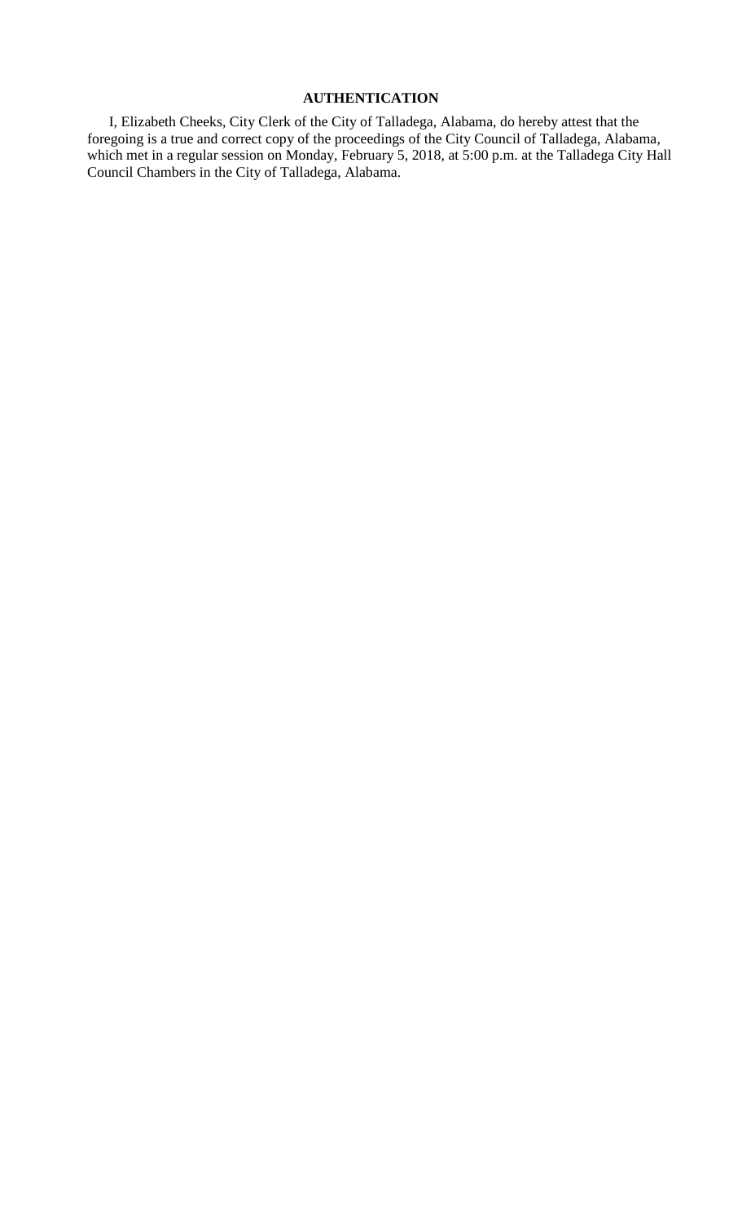**AUTHENTICATION**

I, Elizabeth Cheeks, City Clerk of the City of Talladega, Alabama, do hereby attest that the foregoing is a true and correct copy of the proceedings of the City Council of Talladega, Alabama, which met in a regular session on Monday, February 5, 2018, at 5:00 p.m. at the Talladega City Hall Council Chambers in the City of Talladega, Alabama.